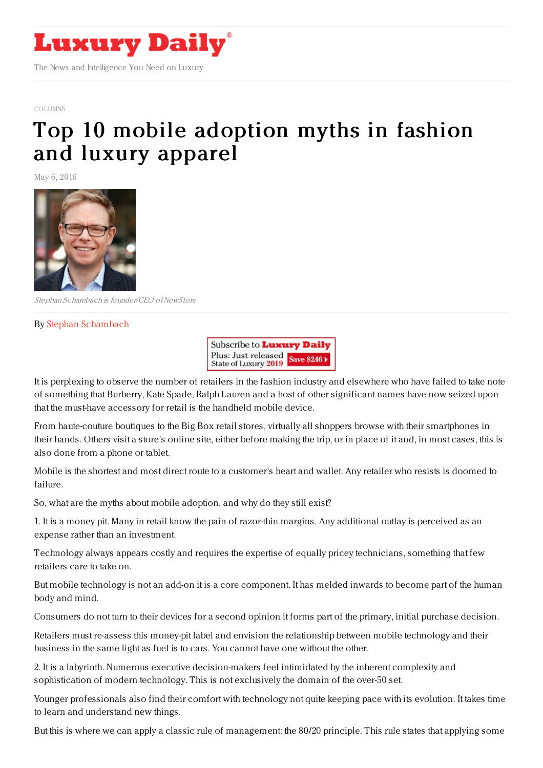# Luxury Daily

The News and Intelligence You Need on Luxury

COLUMNS

# Top 10 mobile adoption myths in fashion and luxury apparel

May 6, 2016

*Stephan Schambach is founder/CEO of NewStore*

By Stephan Schambach

Subscribe to Luxury Daily
Plus: Just released State of Luxury 2019 Save $246

It is perplexing to observe the number of retailers in the fashion industry and elsewhere who have failed to take note of something that Burberry, Kate Spade, Ralph Lauren and a host of other significant names have now seized upon that the must-have accessory for retail is the handheld mobile device.

From haute-couture boutiques to the Big Box retail stores, virtually all shoppers browse with their smartphones in their hands. Others visit a store's online site, either before making the trip, or in place of it and, in most cases, this is also done from a phone or tablet.

Mobile is the shortest and most direct route to a customer's heart and wallet. Any retailer who resists is doomed to failure.

So, what are the myths about mobile adoption, and why do they still exist?

1. It is a money pit. Many in retail know the pain of razor-thin margins. Any additional outlay is perceived as an expense rather than an investment.

Technology always appears costly and requires the expertise of equally pricey technicians, something that few retailers care to take on.

But mobile technology is not an add-on it is a core component. It has melded inwards to become part of the human body and mind.

Consumers do not turn to their devices for a second opinion it forms part of the primary, initial purchase decision.

Retailers must re-assess this money-pit label and envision the relationship between mobile technology and their business in the same light as fuel is to cars. You cannot have one without the other.

2. It is a labyrinth. Numerous executive decision-makers feel intimidated by the inherent complexity and sophistication of modern technology. This is not exclusively the domain of the over-50 set.

Younger professionals also find their comfort with technology not quite keeping pace with its evolution. It takes time to learn and understand new things.

But this is where we can apply a classic rule of management: the 80/20 principle. This rule states that applying some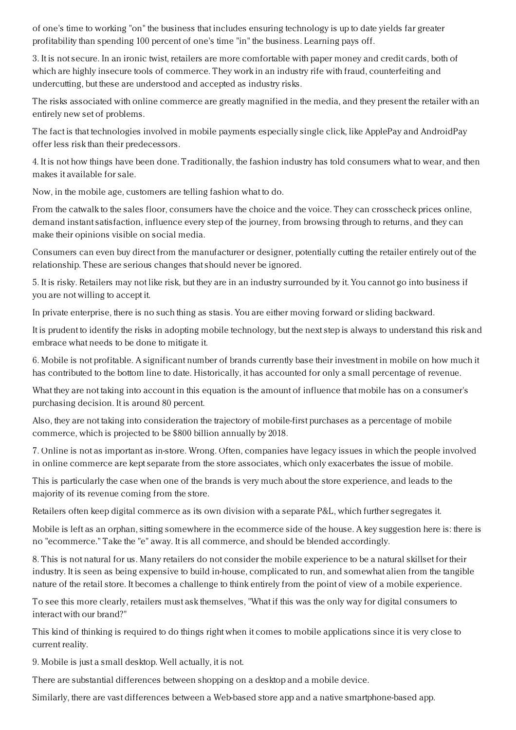of one's time to working "on" the business that includes ensuring technology is up to date yields far greater profitability than spending 100 percent of one's time "in" the business. Learning pays off.

3. It is not secure. In an ironic twist, retailers are more comfortable with paper money and credit cards, both of which are highly insecure tools of commerce. They work in an industry rife with fraud, counterfeiting and undercutting, but these are understood and accepted as industry risks.

The risks associated with online commerce are greatly magnified in the media, and they present the retailer with an entirely new set of problems.

The fact is that technologies involved in mobile payments especially single click, like ApplePay and AndroidPay offer less risk than their predecessors.

4. It is not how things have been done. Traditionally, the fashion industry has told consumers what to wear, and then makes it available for sale.

Now, in the mobile age, customers are telling fashion what to do.

From the catwalk to the sales floor, consumers have the choice and the voice. They can crosscheck prices online, demand instant satisfaction, influence every step of the journey, from browsing through to returns, and they can make their opinions visible on social media.

Consumers can even buy direct from the manufacturer or designer, potentially cutting the retailer entirely out of the relationship. These are serious changes that should never be ignored.

5. It is risky. Retailers may not like risk, but they are in an industry surrounded by it. You cannot go into business if you are not willing to accept it.

In private enterprise, there is no such thing as stasis. You are either moving forward or sliding backward.

It is prudent to identify the risks in adopting mobile technology, but the next step is always to understand this risk and embrace what needs to be done to mitigate it.

6. Mobile is not profitable. A significant number of brands currently base their investment in mobile on how much it has contributed to the bottom line to date. Historically, it has accounted for only a small percentage of revenue.

What they are not taking into account in this equation is the amount of influence that mobile has on a consumer's purchasing decision. It is around 80 percent.

Also, they are not taking into consideration the trajectory of mobile-first purchases as a percentage of mobile commerce, which is projected to be $800 billion annually by 2018.

7. Online is not as important as in-store. Wrong. Often, companies have legacy issues in which the people involved in online commerce are kept separate from the store associates, which only exacerbates the issue of mobile.

This is particularly the case when one of the brands is very much about the store experience, and leads to the majority of its revenue coming from the store.

Retailers often keep digital commerce as its own division with a separate P&L, which further segregates it.

Mobile is left as an orphan, sitting somewhere in the ecommerce side of the house. A key suggestion here is: there is no "ecommerce." Take the "e" away. It is all commerce, and should be blended accordingly.

8. This is not natural for us. Many retailers do not consider the mobile experience to be a natural skillset for their industry. It is seen as being expensive to build in-house, complicated to run, and somewhat alien from the tangible nature of the retail store. It becomes a challenge to think entirely from the point of view of a mobile experience.

To see this more clearly, retailers must ask themselves, "What if this was the only way for digital consumers to interact with our brand?"

This kind of thinking is required to do things right when it comes to mobile applications since it is very close to current reality.

9. Mobile is just a small desktop. Well actually, it is not.

There are substantial differences between shopping on a desktop and a mobile device.

Similarly, there are vast differences between a Web-based store app and a native smartphone-based app.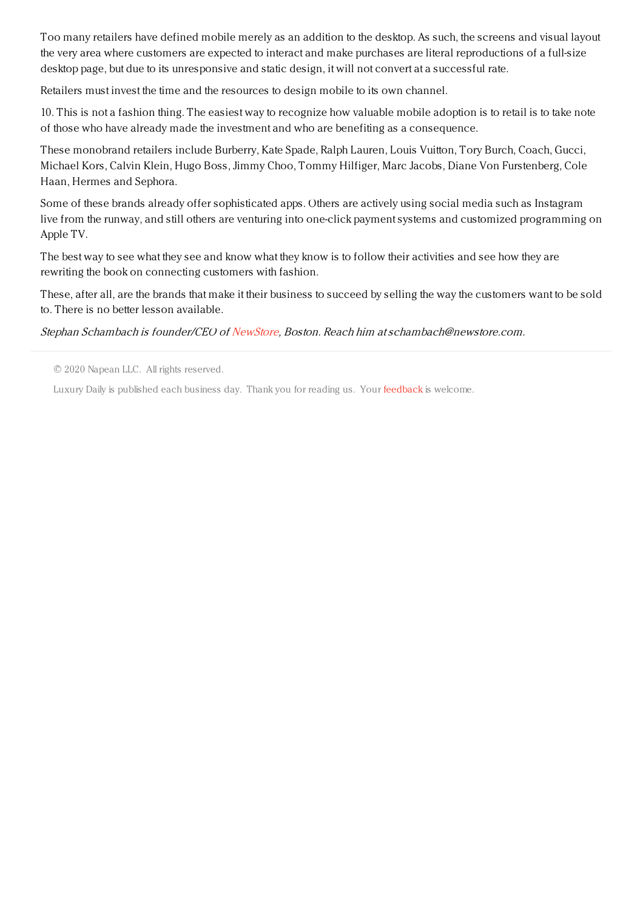Too many retailers have defined mobile merely as an addition to the desktop. As such, the screens and visual layout the very area where customers are expected to interact and make purchases are literal reproductions of a full-size desktop page, but due to its unresponsive and static design, it will not convert at a successful rate.

Retailers must invest the time and the resources to design mobile to its own channel.

10. This is not a fashion thing. The easiest way to recognize how valuable mobile adoption is to retail is to take note of those who have already made the investment and who are benefiting as a consequence.

These monobrand retailers include Burberry, Kate Spade, Ralph Lauren, Louis Vuitton, Tory Burch, Coach, Gucci, Michael Kors, Calvin Klein, Hugo Boss, Jimmy Choo, Tommy Hilfiger, Marc Jacobs, Diane Von Furstenberg, Cole Haan, Hermes and Sephora.

Some of these brands already offer sophisticated apps. Others are actively using social media such as Instagram live from the runway, and still others are venturing into one-click payment systems and customized programming on Apple TV.

The best way to see what they see and know what they know is to follow their activities and see how they are rewriting the book on connecting customers with fashion.

These, after all, are the brands that make it their business to succeed by selling the way the customers want to be sold to. There is no better lesson available.

*Stephan Schambach is founder/CEO of NewStore, Boston. Reach him at schambach@newstore.com.*

---

© 2020 Napean LLC. All rights reserved.

Luxury Daily is published each business day. Thank you for reading us. Your feedback is welcome.